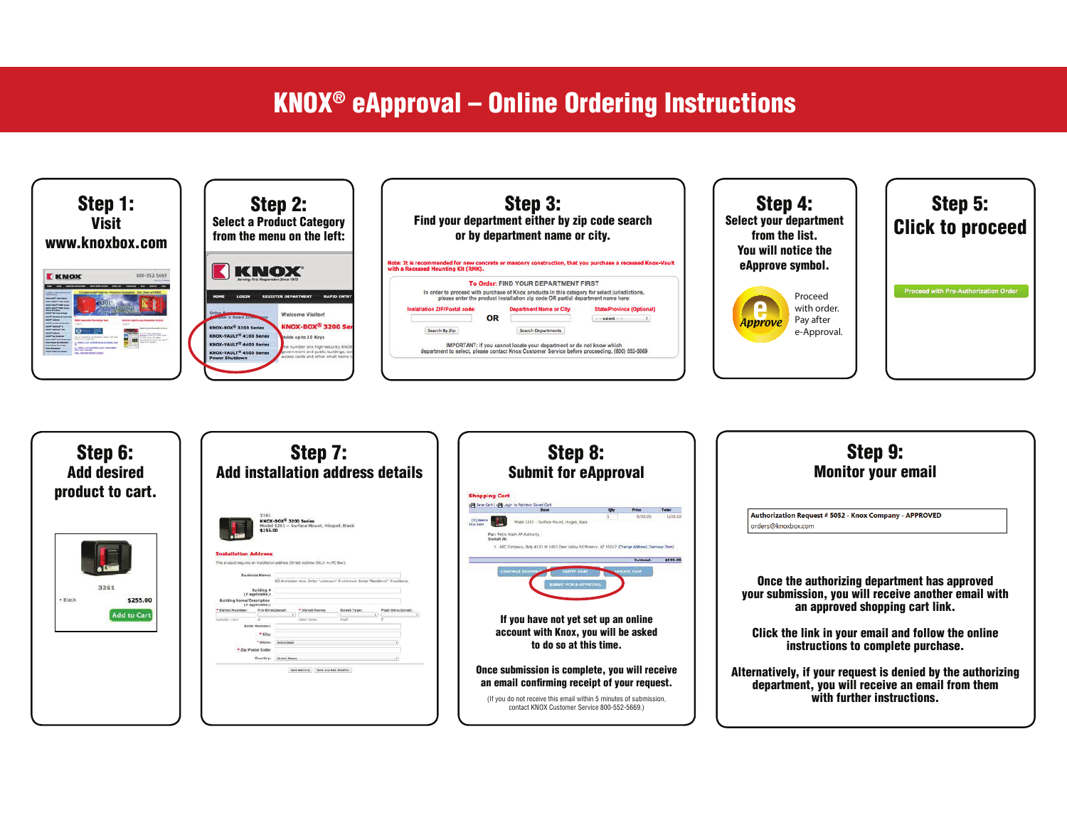# KNOX® eApproval – Online Ordering Instructions

## Step 1:

Visit www.knoxbox.com

## Step 2:

Select a Product Category from the menu on the left:

## Step 3:

Find your department either by zip code search or by department name or city.

Note: It is recommended for new concrete or masonry construction, that you purchase a recessed Knox-Vault with a Recessed Mounting Kit (RMK).

To Order: FIND YOUR DEPARTMENT FIRST

In order to proceed with purchase of Knox products in this category for select jurisdictions, please enter the product installation zip code OR partial department name here:

Installation ZIP/Postal code: OR Department Name or City: State/Province (Optional)

IMPORTANT: If you cannot locate your department or do not know which department to select, please contact Knox Customer Service before proceeding. (800) 552-5669

## Step 4:

Select your department from the list.
You will notice the eApprove symbol.

Proceed with order. Pay after e-Approval.

## Step 5:

Click to proceed

Proceed with Pre-Authorization Order

## Step 6:

Add desired product to cart.

3261 • Black $255.00 Add to Cart

## Step 7:

Add installation address details

## Step 8:

Submit for eApproval

If you have not yet set up an online account with Knox, you will be asked to do so at this time.

Once submission is complete, you will receive an email confirming receipt of your request.

(If you do not receive this email within 5 minutes of submission, contact KNOX Customer Service 800-552-5669.)

## Step 9:

Monitor your email

Authorization Request # 5052 - Knox Company - APPROVED
orders@knoxbox.com

Once the authorizing department has approved your submission, you will receive another email with an approved shopping cart link.

Click the link in your email and follow the online instructions to complete purchase.

Alternatively, if your request is denied by the authorizing department, you will receive an email from them with further instructions.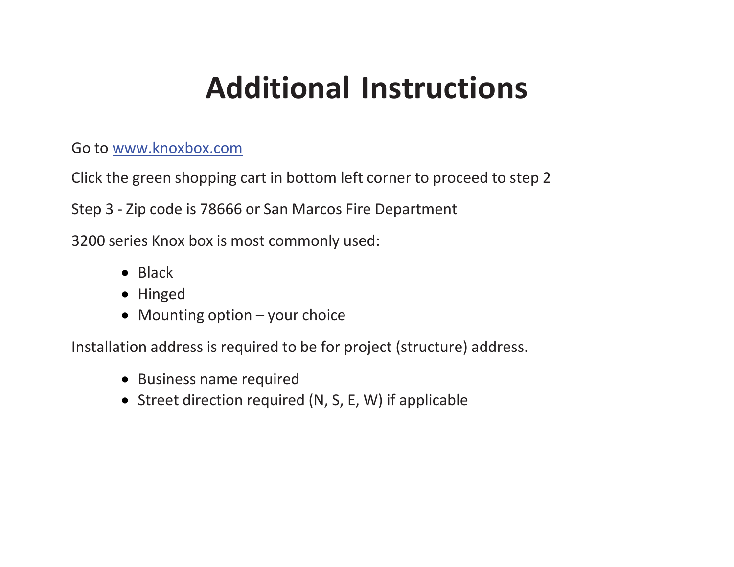# Additional Instructions

Go to [www.knoxbox.com](http://www.knoxbox.com)

Click the green shopping cart in bottom left corner to proceed to step 2

Step 3 - Zip code is 78666 or San Marcos Fire Department

3200 series Knox box is most commonly used:

- Black
- Hinged
- Mounting option – your choice

Installation address is required to be for project (structure) address.

- Business name required
- Street direction required (N, S, E, W) if applicable